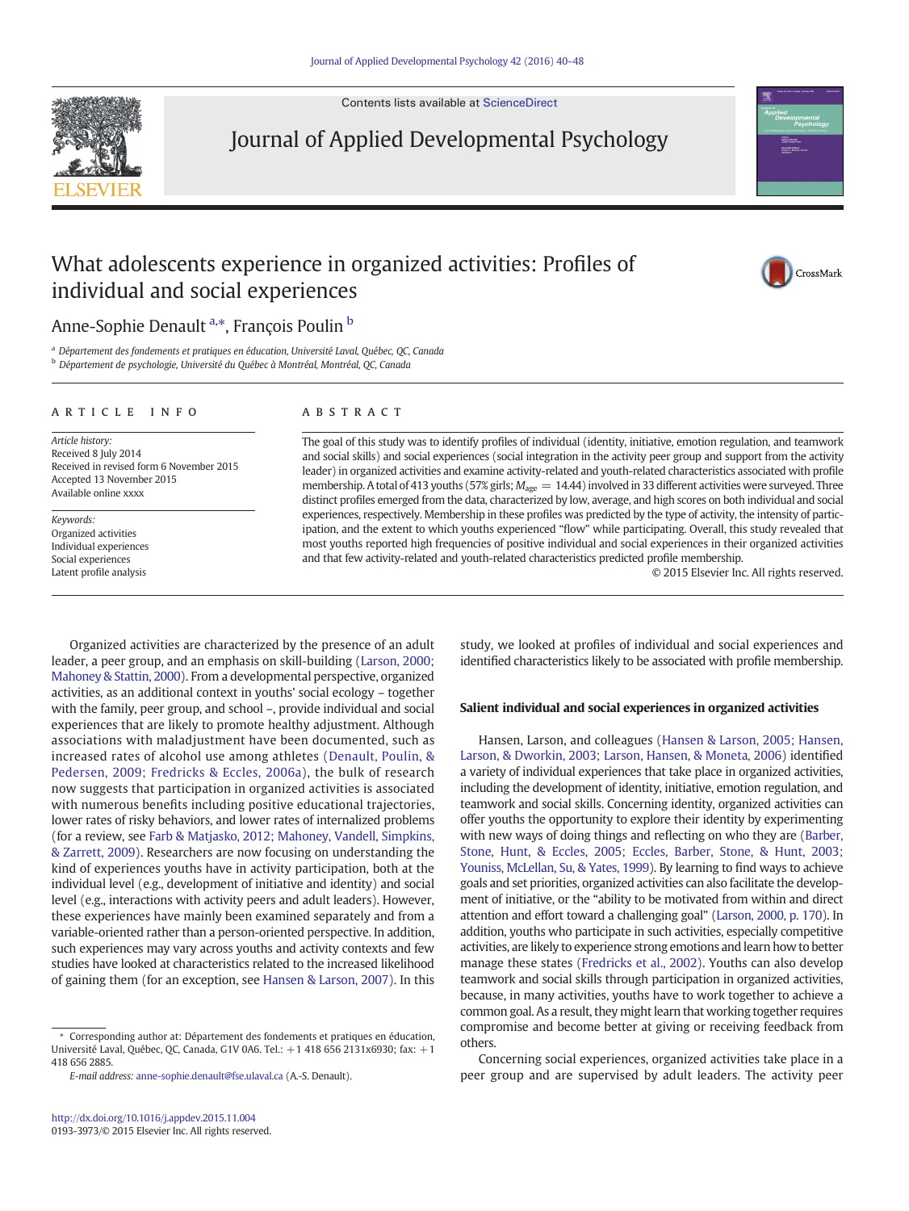# What adolescents experience in organized activities: Profiles of individual and social experiences

Anne-Sophie Denault [a,*], François Poulin [b]

[a] Département des fondements et pratiques en éducation, Université Laval, Québec, QC, Canada
[b] Département de psychologie, Université du Québec à Montréal, Montréal, QC, Canada

## ARTICLE INFO

*Article history:*
Received 8 July 2014
Received in revised form 6 November 2015
Accepted 13 November 2015
Available online xxxx

*Keywords:*
Organized activities
Individual experiences
Social experiences
Latent profile analysis

## ABSTRACT

The goal of this study was to identify profiles of individual (identity, initiative, emotion regulation, and teamwork and social skills) and social experiences (social integration in the activity peer group and support from the activity leader) in organized activities and examine activity-related and youth-related characteristics associated with profile membership. A total of 413 youths (57% girls; $M_{age}$ = 14.44) involved in 33 different activities were surveyed. Three distinct profiles emerged from the data, characterized by low, average, and high scores on both individual and social experiences, respectively. Membership in these profiles was predicted by the type of activity, the intensity of participation, and the extent to which youths experienced "flow" while participating. Overall, this study revealed that most youths reported high frequencies of positive individual and social experiences in their organized activities and that few activity-related and youth-related characteristics predicted profile membership.

© 2015 Elsevier Inc. All rights reserved.

Organized activities are characterized by the presence of an adult leader, a peer group, and an emphasis on skill-building (Larson, 2000; Mahoney & Stattin, 2000). From a developmental perspective, organized activities, as an additional context in youths' social ecology – together with the family, peer group, and school –, provide individual and social experiences that are likely to promote healthy adjustment. Although associations with maladjustment have been documented, such as increased rates of alcohol use among athletes (Denault, Poulin, & Pedersen, 2009; Fredricks & Eccles, 2006a), the bulk of research now suggests that participation in organized activities is associated with numerous benefits including positive educational trajectories, lower rates of risky behaviors, and lower rates of internalized problems (for a review, see Farb & Matjasko, 2012; Mahoney, Vandell, Simpkins, & Zarrett, 2009). Researchers are now focusing on understanding the kind of experiences youths have in activity participation, both at the individual level (e.g., development of initiative and identity) and social level (e.g., interactions with activity peers and adult leaders). However, these experiences have mainly been examined separately and from a variable-oriented rather than a person-oriented perspective. In addition, such experiences may vary across youths and activity contexts and few studies have looked at characteristics related to the increased likelihood of gaining them (for an exception, see Hansen & Larson, 2007). In this study, we looked at profiles of individual and social experiences and identified characteristics likely to be associated with profile membership.

### Salient individual and social experiences in organized activities

Hansen, Larson, and colleagues (Hansen & Larson, 2005; Hansen, Larson, & Dworkin, 2003; Larson, Hansen, & Moneta, 2006) identified a variety of individual experiences that take place in organized activities, including the development of identity, initiative, emotion regulation, and teamwork and social skills. Concerning identity, organized activities can offer youths the opportunity to explore their identity by experimenting with new ways of doing things and reflecting on who they are (Barber, Stone, Hunt, & Eccles, 2005; Eccles, Barber, Stone, & Hunt, 2003; Youniss, McLellan, Su, & Yates, 1999). By learning to find ways to achieve goals and set priorities, organized activities can also facilitate the development of initiative, or the "ability to be motivated from within and direct attention and effort toward a challenging goal" (Larson, 2000, p. 170). In addition, youths who participate in such activities, especially competitive activities, are likely to experience strong emotions and learn how to better manage these states (Fredricks et al., 2002). Youths can also develop teamwork and social skills through participation in organized activities, because, in many activities, youths have to work together to achieve a common goal. As a result, they might learn that working together requires compromise and become better at giving or receiving feedback from others.

Concerning social experiences, organized activities take place in a peer group and are supervised by adult leaders. The activity peer

---

* Corresponding author at: Département des fondements et pratiques en éducation, Université Laval, Québec, QC, Canada, G1V 0A6. Tel.: +1 418 656 2131x6930; fax: +1 418 656 2885.

*E-mail address:* anne-sophie.denault@fse.ulaval.ca (A.-S. Denault).

http://dx.doi.org/10.1016/j.appdev.2015.11.004
0193-3973/© 2015 Elsevier Inc. All rights reserved.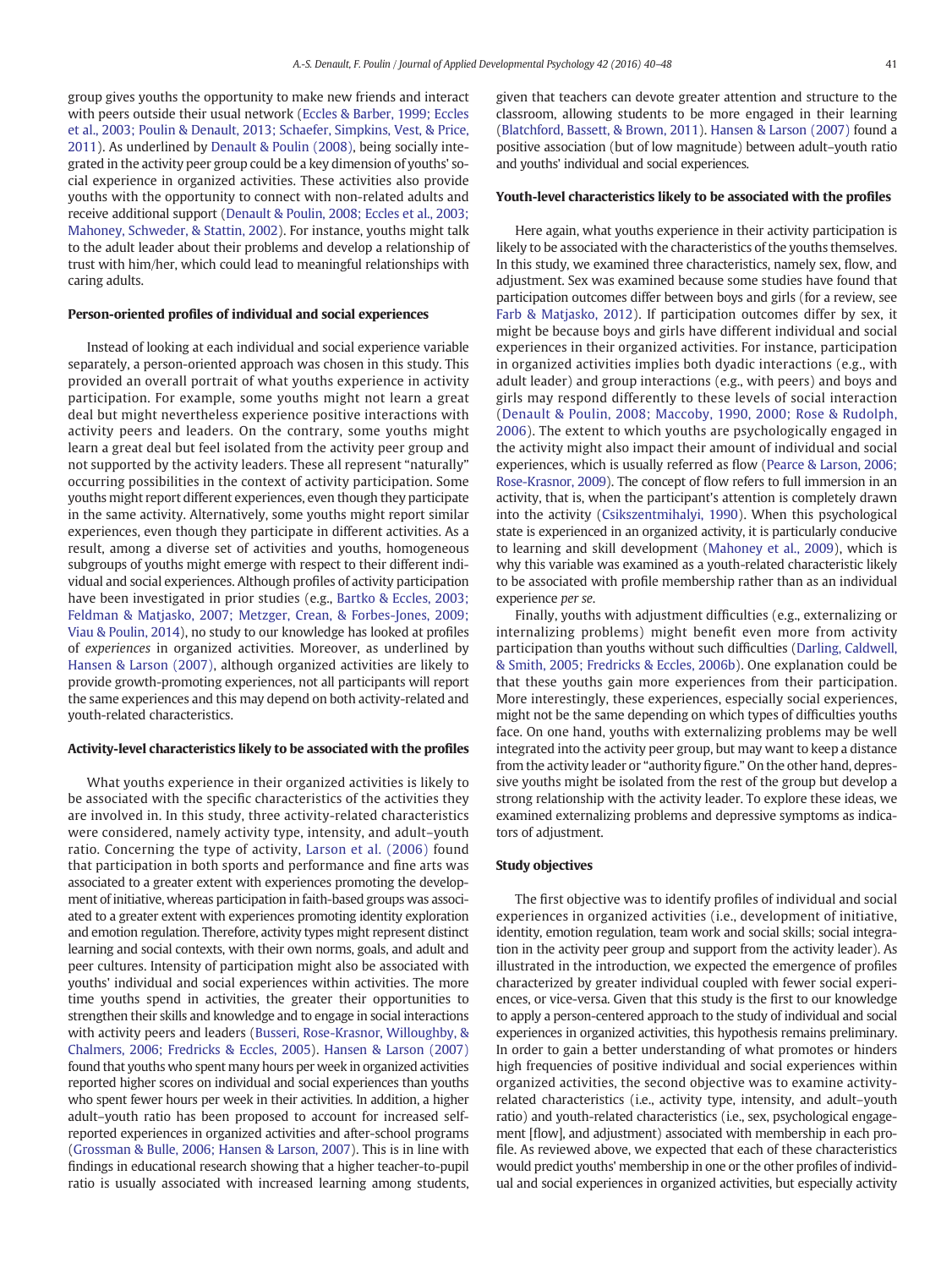group gives youths the opportunity to make new friends and interact with peers outside their usual network (Eccles & Barber, 1999; Eccles et al., 2003; Poulin & Denault, 2013; Schaefer, Simpkins, Vest, & Price, 2011). As underlined by Denault & Poulin (2008), being socially integrated in the activity peer group could be a key dimension of youths' social experience in organized activities. These activities also provide youths with the opportunity to connect with non-related adults and receive additional support (Denault & Poulin, 2008; Eccles et al., 2003; Mahoney, Schweder, & Stattin, 2002). For instance, youths might talk to the adult leader about their problems and develop a relationship of trust with him/her, which could lead to meaningful relationships with caring adults.

### Person-oriented profiles of individual and social experiences

Instead of looking at each individual and social experience variable separately, a person-oriented approach was chosen in this study. This provided an overall portrait of what youths experience in activity participation. For example, some youths might not learn a great deal but might nevertheless experience positive interactions with activity peers and leaders. On the contrary, some youths might learn a great deal but feel isolated from the activity peer group and not supported by the activity leaders. These all represent "naturally" occurring possibilities in the context of activity participation. Some youths might report different experiences, even though they participate in the same activity. Alternatively, some youths might report similar experiences, even though they participate in different activities. As a result, among a diverse set of activities and youths, homogeneous subgroups of youths might emerge with respect to their different individual and social experiences. Although profiles of activity participation have been investigated in prior studies (e.g., Bartko & Eccles, 2003; Feldman & Matjasko, 2007; Metzger, Crean, & Forbes-Jones, 2009; Viau & Poulin, 2014), no study to our knowledge has looked at profiles of *experiences* in organized activities. Moreover, as underlined by Hansen & Larson (2007), although organized activities are likely to provide growth-promoting experiences, not all participants will report the same experiences and this may depend on both activity-related and youth-related characteristics.

### Activity-level characteristics likely to be associated with the profiles

What youths experience in their organized activities is likely to be associated with the specific characteristics of the activities they are involved in. In this study, three activity-related characteristics were considered, namely activity type, intensity, and adult–youth ratio. Concerning the type of activity, Larson et al. (2006) found that participation in both sports and performance and fine arts was associated to a greater extent with experiences promoting the development of initiative, whereas participation in faith-based groups was associated to a greater extent with experiences promoting identity exploration and emotion regulation. Therefore, activity types might represent distinct learning and social contexts, with their own norms, goals, and adult and peer cultures. Intensity of participation might also be associated with youths' individual and social experiences within activities. The more time youths spend in activities, the greater their opportunities to strengthen their skills and knowledge and to engage in social interactions with activity peers and leaders (Busseri, Rose-Krasnor, Willoughby, & Chalmers, 2006; Fredricks & Eccles, 2005). Hansen & Larson (2007) found that youths who spent many hours per week in organized activities reported higher scores on individual and social experiences than youths who spent fewer hours per week in their activities. In addition, a higher adult–youth ratio has been proposed to account for increased self-reported experiences in organized activities and after-school programs (Grossman & Bulle, 2006; Hansen & Larson, 2007). This is in line with findings in educational research showing that a higher teacher-to-pupil ratio is usually associated with increased learning among students, given that teachers can devote greater attention and structure to the classroom, allowing students to be more engaged in their learning (Blatchford, Bassett, & Brown, 2011). Hansen & Larson (2007) found a positive association (but of low magnitude) between adult–youth ratio and youths' individual and social experiences.

### Youth-level characteristics likely to be associated with the profiles

Here again, what youths experience in their activity participation is likely to be associated with the characteristics of the youths themselves. In this study, we examined three characteristics, namely sex, flow, and adjustment. Sex was examined because some studies have found that participation outcomes differ between boys and girls (for a review, see Farb & Matjasko, 2012). If participation outcomes differ by sex, it might be because boys and girls have different individual and social experiences in their organized activities. For instance, participation in organized activities implies both dyadic interactions (e.g., with adult leader) and group interactions (e.g., with peers) and boys and girls may respond differently to these levels of social interaction (Denault & Poulin, 2008; Maccoby, 1990, 2000; Rose & Rudolph, 2006). The extent to which youths are psychologically engaged in the activity might also impact their amount of individual and social experiences, which is usually referred as flow (Pearce & Larson, 2006; Rose-Krasnor, 2009). The concept of flow refers to full immersion in an activity, that is, when the participant's attention is completely drawn into the activity (Csikszentmihalyi, 1990). When this psychological state is experienced in an organized activity, it is particularly conducive to learning and skill development (Mahoney et al., 2009), which is why this variable was examined as a youth-related characteristic likely to be associated with profile membership rather than as an individual experience *per se*.

Finally, youths with adjustment difficulties (e.g., externalizing or internalizing problems) might benefit even more from activity participation than youths without such difficulties (Darling, Caldwell, & Smith, 2005; Fredricks & Eccles, 2006b). One explanation could be that these youths gain more experiences from their participation. More interestingly, these experiences, especially social experiences, might not be the same depending on which types of difficulties youths face. On one hand, youths with externalizing problems may be well integrated into the activity peer group, but may want to keep a distance from the activity leader or "authority figure." On the other hand, depressive youths might be isolated from the rest of the group but develop a strong relationship with the activity leader. To explore these ideas, we examined externalizing problems and depressive symptoms as indicators of adjustment.

### Study objectives

The first objective was to identify profiles of individual and social experiences in organized activities (i.e., development of initiative, identity, emotion regulation, team work and social skills; social integration in the activity peer group and support from the activity leader). As illustrated in the introduction, we expected the emergence of profiles characterized by greater individual coupled with fewer social experiences, or vice-versa. Given that this study is the first to our knowledge to apply a person-centered approach to the study of individual and social experiences in organized activities, this hypothesis remains preliminary. In order to gain a better understanding of what promotes or hinders high frequencies of positive individual and social experiences within organized activities, the second objective was to examine activity-related characteristics (i.e., activity type, intensity, and adult–youth ratio) and youth-related characteristics (i.e., sex, psychological engagement [flow], and adjustment) associated with membership in each profile. As reviewed above, we expected that each of these characteristics would predict youths' membership in one or the other profiles of individual and social experiences in organized activities, but especially activity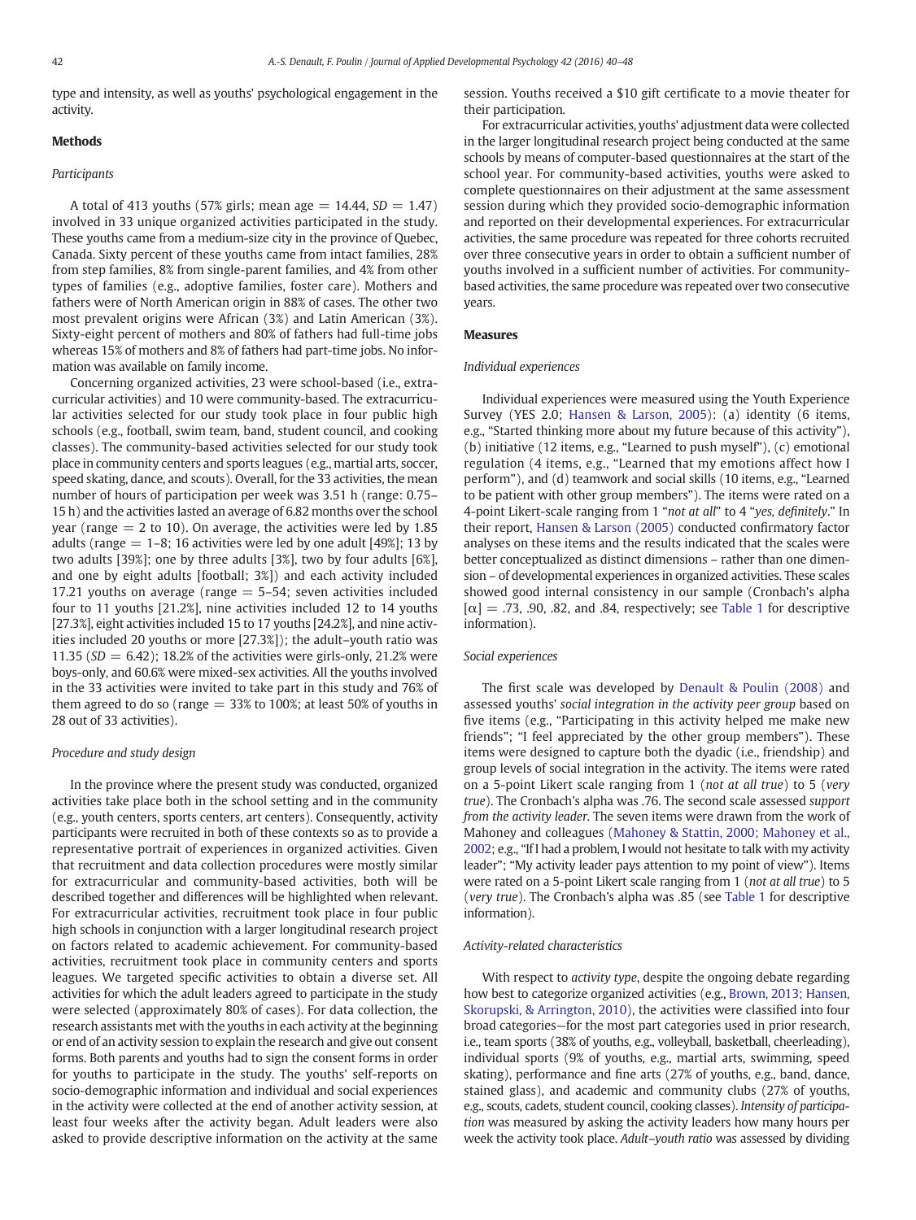type and intensity, as well as youths' psychological engagement in the activity.

## Methods

### Participants

A total of 413 youths (57% girls; mean age = 14.44, *SD* = 1.47) involved in 33 unique organized activities participated in the study. These youths came from a medium-size city in the province of Quebec, Canada. Sixty percent of these youths came from intact families, 28% from step families, 8% from single-parent families, and 4% from other types of families (e.g., adoptive families, foster care). Mothers and fathers were of North American origin in 88% of cases. The other two most prevalent origins were African (3%) and Latin American (3%). Sixty-eight percent of mothers and 80% of fathers had full-time jobs whereas 15% of mothers and 8% of fathers had part-time jobs. No information was available on family income.

Concerning organized activities, 23 were school-based (i.e., extracurricular activities) and 10 were community-based. The extracurricular activities selected for our study took place in four public high schools (e.g., football, swim team, band, student council, and cooking classes). The community-based activities selected for our study took place in community centers and sports leagues (e.g., martial arts, soccer, speed skating, dance, and scouts). Overall, for the 33 activities, the mean number of hours of participation per week was 3.51 h (range: 0.75–15 h) and the activities lasted an average of 6.82 months over the school year (range = 2 to 10). On average, the activities were led by 1.85 adults (range = 1–8; 16 activities were led by one adult [49%]; 13 by two adults [39%]; one by three adults [3%], two by four adults [6%], and one by eight adults [football; 3%]) and each activity included 17.21 youths on average (range = 5–54; seven activities included four to 11 youths [21.2%], nine activities included 12 to 14 youths [27.3%], eight activities included 15 to 17 youths [24.2%], and nine activities included 20 youths or more [27.3%]); the adult–youth ratio was 11.35 (*SD* = 6.42); 18.2% of the activities were girls-only, 21.2% were boys-only, and 60.6% were mixed-sex activities. All the youths involved in the 33 activities were invited to take part in this study and 76% of them agreed to do so (range = 33% to 100%; at least 50% of youths in 28 out of 33 activities).

### Procedure and study design

In the province where the present study was conducted, organized activities take place both in the school setting and in the community (e.g., youth centers, sports centers, art centers). Consequently, activity participants were recruited in both of these contexts so as to provide a representative portrait of experiences in organized activities. Given that recruitment and data collection procedures were mostly similar for extracurricular and community-based activities, both will be described together and differences will be highlighted when relevant. For extracurricular activities, recruitment took place in four public high schools in conjunction with a larger longitudinal research project on factors related to academic achievement. For community-based activities, recruitment took place in community centers and sports leagues. We targeted specific activities to obtain a diverse set. All activities for which the adult leaders agreed to participate in the study were selected (approximately 80% of cases). For data collection, the research assistants met with the youths in each activity at the beginning or end of an activity session to explain the research and give out consent forms. Both parents and youths had to sign the consent forms in order for youths to participate in the study. The youths' self-reports on socio-demographic information and individual and social experiences in the activity were collected at the end of another activity session, at least four weeks after the activity began. Adult leaders were also asked to provide descriptive information on the activity at the same session. Youths received a $10 gift certificate to a movie theater for their participation.

For extracurricular activities, youths' adjustment data were collected in the larger longitudinal research project being conducted at the same schools by means of computer-based questionnaires at the start of the school year. For community-based activities, youths were asked to complete questionnaires on their adjustment at the same assessment session during which they provided socio-demographic information and reported on their developmental experiences. For extracurricular activities, the same procedure was repeated for three cohorts recruited over three consecutive years in order to obtain a sufficient number of youths involved in a sufficient number of activities. For community-based activities, the same procedure was repeated over two consecutive years.

## Measures

### Individual experiences

Individual experiences were measured using the Youth Experience Survey (YES 2.0; Hansen & Larson, 2005): (a) identity (6 items, e.g., "Started thinking more about my future because of this activity"), (b) initiative (12 items, e.g., "Learned to push myself"), (c) emotional regulation (4 items, e.g., "Learned that my emotions affect how I perform"), and (d) teamwork and social skills (10 items, e.g., "Learned to be patient with other group members"). The items were rated on a 4-point Likert-scale ranging from 1 "*not at all*" to 4 "*yes, definitely*." In their report, Hansen & Larson (2005) conducted confirmatory factor analyses on these items and the results indicated that the scales were better conceptualized as distinct dimensions – rather than one dimension – of developmental experiences in organized activities. These scales showed good internal consistency in our sample (Cronbach's alpha [α] = .73, .90, .82, and .84, respectively; see Table 1 for descriptive information).

### Social experiences

The first scale was developed by Denault & Poulin (2008) and assessed youths' *social integration in the activity peer group* based on five items (e.g., "Participating in this activity helped me make new friends"; "I feel appreciated by the other group members"). These items were designed to capture both the dyadic (i.e., friendship) and group levels of social integration in the activity. The items were rated on a 5-point Likert scale ranging from 1 (*not at all true*) to 5 (*very true*). The Cronbach's alpha was .76. The second scale assessed *support from the activity leader*. The seven items were drawn from the work of Mahoney and colleagues (Mahoney & Stattin, 2000; Mahoney et al., 2002; e.g., "If I had a problem, I would not hesitate to talk with my activity leader"; "My activity leader pays attention to my point of view"). Items were rated on a 5-point Likert scale ranging from 1 (*not at all true*) to 5 (*very true*). The Cronbach's alpha was .85 (see Table 1 for descriptive information).

### Activity-related characteristics

With respect to *activity type*, despite the ongoing debate regarding how best to categorize organized activities (e.g., Brown, 2013; Hansen, Skorupski, & Arrington, 2010), the activities were classified into four broad categories—for the most part categories used in prior research, i.e., team sports (38% of youths, e.g., volleyball, basketball, cheerleading), individual sports (9% of youths, e.g., martial arts, swimming, speed skating), performance and fine arts (27% of youths, e.g., band, dance, stained glass), and academic and community clubs (27% of youths, e.g., scouts, cadets, student council, cooking classes). *Intensity of participation* was measured by asking the activity leaders how many hours per week the activity took place. *Adult–youth ratio* was assessed by dividing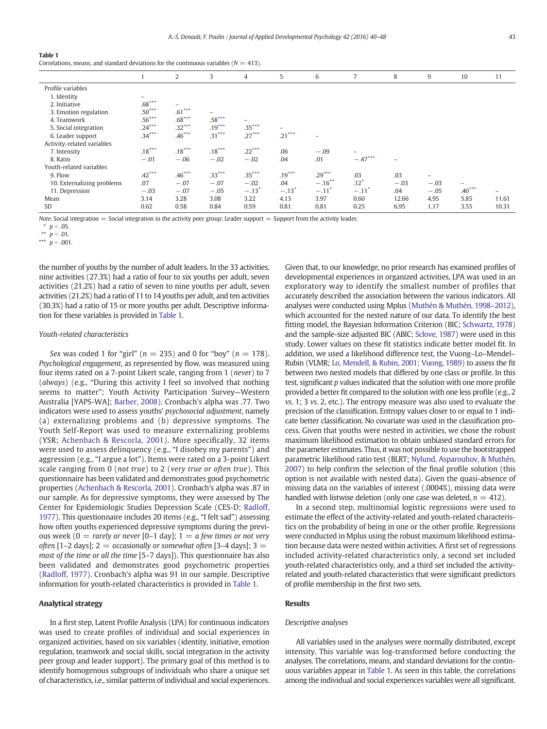**Table 1**
Correlations, means, and standard deviations for the continuous variables (N = 413).

| | 1 | 2 | 3 | 4 | 5 | 6 | 7 | 8 | 9 | 10 | 11 |
|---|---|---|---|---|---|---|---|---|---|---|---|
| Profile variables | | | | | | | | | | | |
| 1. Identity | – | | | | | | | | | | |
| 2. Initiative | .68*** | – | | | | | | | | | |
| 3. Emotion regulation | .50*** | .61*** | – | | | | | | | | |
| 4. Teamwork | .56*** | .68*** | .58*** | – | | | | | | | |
| 5. Social integration | .24*** | .32*** | .19*** | .35*** | – | | | | | | |
| 6. Leader support | .34*** | .46*** | .31*** | .27*** | .21*** | – | | | | | |
| Activity-related variables | | | | | | | | | | | |
| 7. Intensity | .18*** | .18*** | .18*** | .22*** | .06 | −.09 | – | | | | |
| 8. Ratio | −.01 | −.06 | −.02 | −.02 | .04 | .01 | −.47*** | – | | | |
| Youth-related variables | | | | | | | | | | | |
| 9. Flow | .42*** | .46*** | .33*** | .35*** | .19*** | .29*** | .03 | .03 | – | | |
| 10. Externalizing problems | .07 | −.07 | −.07 | −.02 | .04 | −.16** | .12* | −.03 | −.03 | – | |
| 11. Depression | −.03 | −.07 | −.05 | −.13* | −.13* | −.11* | −.11* | .04 | −.05 | .40*** | – |
| Mean | 3.14 | 3.28 | 3.08 | 3.22 | 4.13 | 3.97 | 0.60 | 12.66 | 4.95 | 5.85 | 11.61 |
| SD | 0.62 | 0.58 | 0.84 | 0.59 | 0.81 | 0.81 | 0.25 | 6.95 | 1.17 | 3.55 | 10.31 |

*Note*. Social integration = Social integration in the activity peer group; Leader support = Support from the activity leader.
\* $p < .05$.
\*\* $p < .01$.
\*\*\* $p < .001$.

the number of youths by the number of adult leaders. In the 33 activities, nine activities (27.3%) had a ratio of four to six youths per adult, seven activities (21.2%) had a ratio of seven to nine youths per adult, seven activities (21.2%) had a ratio of 11 to 14 youths per adult, and ten activities (30.3%) had a ratio of 15 or more youths per adult. Descriptive information for these variables is provided in Table 1.

### *Youth-related characteristics*

*Sex* was coded 1 for "girl" ($n = 235$) and 0 for "boy" ($n = 178$). *Psychological engagement*, as represented by flow, was measured using four items rated on a 7-point Likert scale, ranging from 1 (*never*) to 7 (*always*) (e.g., "During this activity I feel so involved that nothing seems to matter"; Youth Activity Participation Survey—Western Australia [YAPS-WA]; Barber, 2008). Cronbach's alpha was .77. Two indicators were used to assess youths' *psychosocial adjustment*, namely (a) externalizing problems and (b) depressive symptoms. The Youth Self-Report was used to measure externalizing problems (YSR; Achenbach & Rescorla, 2001). More specifically, 32 items were used to assess delinquency (e.g., "I disobey my parents") and aggression (e.g., "I argue a lot"). Items were rated on a 3-point Likert scale ranging from 0 (*not true*) to 2 (*very true or often true*). This questionnaire has been validated and demonstrates good psychometric properties (Achenbach & Rescorla, 2001). Cronbach's alpha was .87 in our sample. As for depressive symptoms, they were assessed by The Center for Epidemiologic Studies Depression Scale (CES-D; Radloff, 1977). This questionnaire includes 20 items (e.g., "I felt sad") assessing how often youths experienced depressive symptoms during the previous week (0 = *rarely or never* [0–1 day]; 1 = *a few times or not very often* [1–2 days]; 2 = *occasionally or somewhat often* [3–4 days]; 3 = *most of the time or all the time* [5–7 days]). This questionnaire has also been validated and demonstrates good psychometric properties (Radloff, 1977). Cronbach's alpha was 91 in our sample. Descriptive information for youth-related characteristics is provided in Table 1.

## Analytical strategy

In a first step, Latent Profile Analysis (LPA) for continuous indicators was used to create profiles of individual and social experiences in organized activities, based on six variables (identity, initiative, emotion regulation, teamwork and social skills, social integration in the activity peer group and leader support). The primary goal of this method is to identify homogenous subgroups of individuals who share a unique set of characteristics, i.e., similar patterns of individual and social experiences. Given that, to our knowledge, no prior research has examined profiles of developmental experiences in organized activities, LPA was used in an exploratory way to identify the smallest number of profiles that accurately described the association between the various indicators. All analyses were conducted using Mplus (Muthén & Muthén, 1998–2012), which accounted for the nested nature of our data. To identify the best fitting model, the Bayesian Information Criterion (BIC; Schwartz, 1978) and the sample-size adjusted BIC (ABIC; Sclove, 1987) were used in this study. Lower values on these fit statistics indicate better model fit. In addition, we used a likelihood difference test, the Vuong–Lo–Mendel–Rubin (VLMR; Lo, Mendell, & Rubin, 2001; Vuong, 1989) to assess the fit between two nested models that differed by one class or profile. In this test, significant *p* values indicated that the solution with one more profile provided a better fit compared to the solution with one less profile (e.g., 2 *vs.* 1; 3 *vs.* 2, etc.). The entropy measure was also used to evaluate the precision of the classification. Entropy values closer to or equal to 1 indicate better classification. No covariate was used in the classification process. Given that youths were nested in activities, we chose the robust maximum likelihood estimation to obtain unbiased standard errors for the parameter estimates. Thus, it was not possible to use the bootstrapped parametric likelihood ratio test (BLRT; Nylund, Asparouhov, & Muthén, 2007) to help confirm the selection of the final profile solution (this option is not available with nested data). Given the quasi-absence of missing data on the variables of interest (.0004%), missing data were handled with listwise deletion (only one case was deleted, $n = 412$).

In a second step, multinomial logistic regressions were used to estimate the effect of the activity-related and youth-related characteristics on the probability of being in one or the other profile. Regressions were conducted in Mplus using the robust maximum likelihood estimation because data were nested within activities. A first set of regressions included activity-related characteristics only, a second set included youth-related characteristics only, and a third set included the activity-related and youth-related characteristics that were significant predictors of profile membership in the first two sets.

## Results

### *Descriptive analyses*

All variables used in the analyses were normally distributed, except intensity. This variable was log-transformed before conducting the analyses. The correlations, means, and standard deviations for the continuous variables appear in Table 1. As seen in this table, the correlations among the individual and social experiences variables were all significant.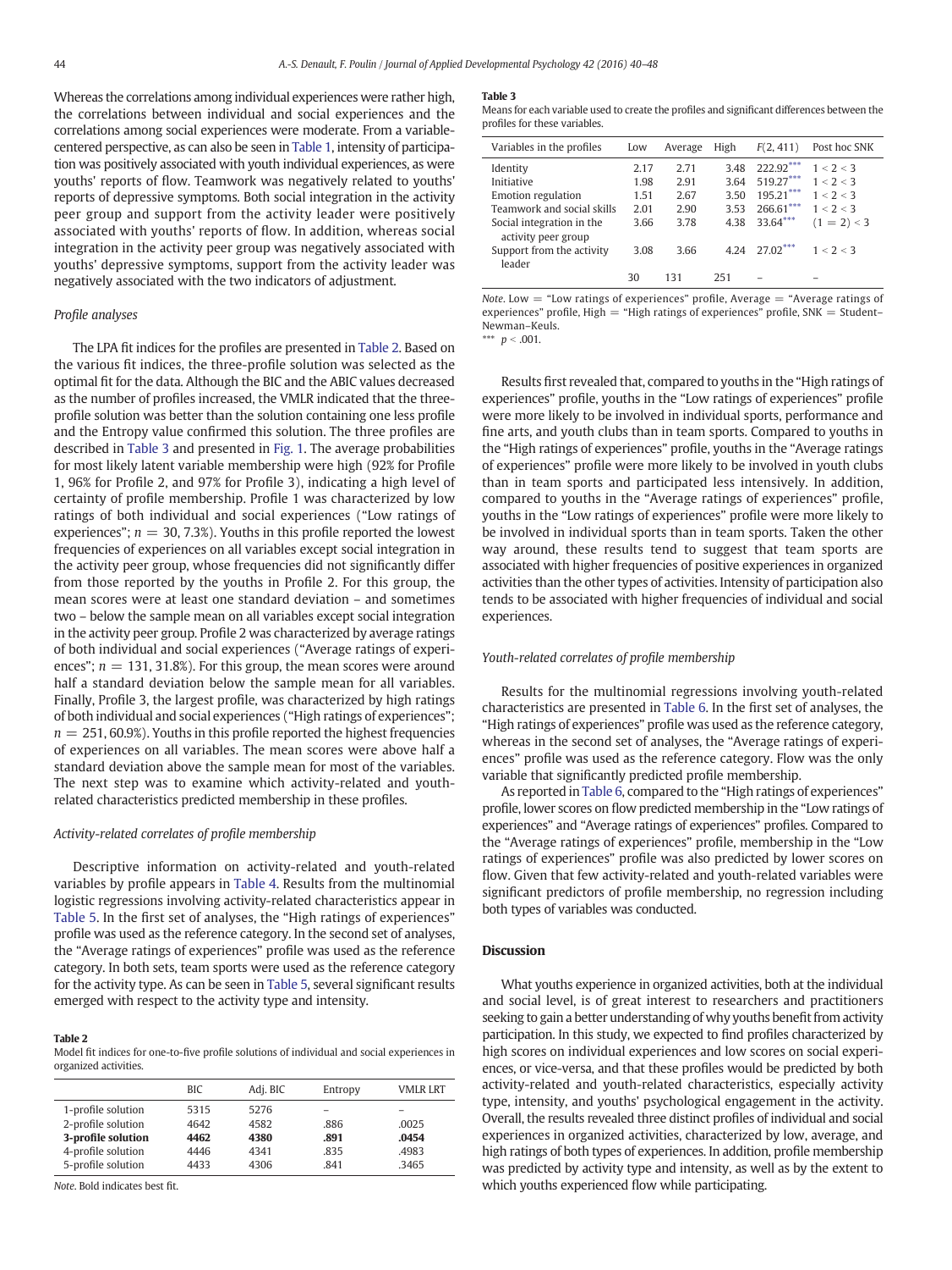Whereas the correlations among individual experiences were rather high, the correlations between individual and social experiences and the correlations among social experiences were moderate. From a variable-centered perspective, as can also be seen in Table 1, intensity of participation was positively associated with youth individual experiences, as were youths' reports of flow. Teamwork was negatively related to youths' reports of depressive symptoms. Both social integration in the activity peer group and support from the activity leader were positively associated with youths' reports of flow. In addition, whereas social integration in the activity peer group was negatively associated with youths' depressive symptoms, support from the activity leader was negatively associated with the two indicators of adjustment.

### *Profile analyses*

The LPA fit indices for the profiles are presented in Table 2. Based on the various fit indices, the three-profile solution was selected as the optimal fit for the data. Although the BIC and the ABIC values decreased as the number of profiles increased, the VMLR indicated that the three-profile solution was better than the solution containing one less profile and the Entropy value confirmed this solution. The three profiles are described in Table 3 and presented in Fig. 1. The average probabilities for most likely latent variable membership were high (92% for Profile 1, 96% for Profile 2, and 97% for Profile 3), indicating a high level of certainty of profile membership. Profile 1 was characterized by low ratings of both individual and social experiences ("Low ratings of experiences"; $n = 30$, 7.3%). Youths in this profile reported the lowest frequencies of experiences on all variables except social integration in the activity peer group, whose frequencies did not significantly differ from those reported by the youths in Profile 2. For this group, the mean scores were at least one standard deviation – and sometimes two – below the sample mean on all variables except social integration in the activity peer group. Profile 2 was characterized by average ratings of both individual and social experiences ("Average ratings of experiences"; $n = 131$, 31.8%). For this group, the mean scores were around half a standard deviation below the sample mean for all variables. Finally, Profile 3, the largest profile, was characterized by high ratings of both individual and social experiences ("High ratings of experiences"; $n = 251$, 60.9%). Youths in this profile reported the highest frequencies of experiences on all variables. The mean scores were above half a standard deviation above the sample mean for most of the variables. The next step was to examine which activity-related and youth-related characteristics predicted membership in these profiles.

### *Activity-related correlates of profile membership*

Descriptive information on activity-related and youth-related variables by profile appears in Table 4. Results from the multinomial logistic regressions involving activity-related characteristics appear in Table 5. In the first set of analyses, the "High ratings of experiences" profile was used as the reference category. In the second set of analyses, the "Average ratings of experiences" profile was used as the reference category. In both sets, team sports were used as the reference category for the activity type. As can be seen in Table 5, several significant results emerged with respect to the activity type and intensity.

**Table 2**
Model fit indices for one-to-five profile solutions of individual and social experiences in organized activities.

| | BIC | Adj. BIC | Entropy | VMLR LRT |
|---|---|---|---|---|
| 1-profile solution | 5315 | 5276 | – | – |
| 2-profile solution | 4642 | 4582 | .886 | .0025 |
| **3-profile solution** | **4462** | **4380** | **.891** | **.0454** |
| 4-profile solution | 4446 | 4341 | .835 | .4983 |
| 5-profile solution | 4433 | 4306 | .841 | .3465 |

*Note*. Bold indicates best fit.

**Table 3**
Means for each variable used to create the profiles and significant differences between the profiles for these variables.

| Variables in the profiles | Low | Average | High | $F(2, 411)$ | Post hoc SNK |
|---|---|---|---|---|---|
| Identity | 2.17 | 2.71 | 3.48 | 222.92*** | 1 < 2 < 3 |
| Initiative | 1.98 | 2.91 | 3.64 | 519.27*** | 1 < 2 < 3 |
| Emotion regulation | 1.51 | 2.67 | 3.50 | 195.21*** | 1 < 2 < 3 |
| Teamwork and social skills | 2.01 | 2.90 | 3.53 | 266.61*** | 1 < 2 < 3 |
| Social integration in the activity peer group | 3.66 | 3.78 | 4.38 | 33.64*** | (1 = 2) < 3 |
| Support from the activity leader | 3.08 | 3.66 | 4.24 | 27.02*** | 1 < 2 < 3 |
| | 30 | 131 | 251 | – | – |

*Note*. Low = "Low ratings of experiences" profile, Average = "Average ratings of experiences" profile, High = "High ratings of experiences" profile, SNK = Student–Newman–Keuls.
*** $p < .001$.

Results first revealed that, compared to youths in the "High ratings of experiences" profile, youths in the "Low ratings of experiences" profile were more likely to be involved in individual sports, performance and fine arts, and youth clubs than in team sports. Compared to youths in the "High ratings of experiences" profile, youths in the "Average ratings of experiences" profile were more likely to be involved in youth clubs than in team sports and participated less intensively. In addition, compared to youths in the "Average ratings of experiences" profile, youths in the "Low ratings of experiences" profile were more likely to be involved in individual sports than in team sports. Taken the other way around, these results tend to suggest that team sports are associated with higher frequencies of positive experiences in organized activities than the other types of activities. Intensity of participation also tends to be associated with higher frequencies of individual and social experiences.

### *Youth-related correlates of profile membership*

Results for the multinomial regressions involving youth-related characteristics are presented in Table 6. In the first set of analyses, the "High ratings of experiences" profile was used as the reference category, whereas in the second set of analyses, the "Average ratings of experiences" profile was used as the reference category. Flow was the only variable that significantly predicted profile membership.

As reported in Table 6, compared to the "High ratings of experiences" profile, lower scores on flow predicted membership in the "Low ratings of experiences" and "Average ratings of experiences" profiles. Compared to the "Average ratings of experiences" profile, membership in the "Low ratings of experiences" profile was also predicted by lower scores on flow. Given that few activity-related and youth-related variables were significant predictors of profile membership, no regression including both types of variables was conducted.

## Discussion

What youths experience in organized activities, both at the individual and social level, is of great interest to researchers and practitioners seeking to gain a better understanding of why youths benefit from activity participation. In this study, we expected to find profiles characterized by high scores on individual experiences and low scores on social experiences, or vice-versa, and that these profiles would be predicted by both activity-related and youth-related characteristics, especially activity type, intensity, and youths' psychological engagement in the activity. Overall, the results revealed three distinct profiles of individual and social experiences in organized activities, characterized by low, average, and high ratings of both types of experiences. In addition, profile membership was predicted by activity type and intensity, as well as by the extent to which youths experienced flow while participating.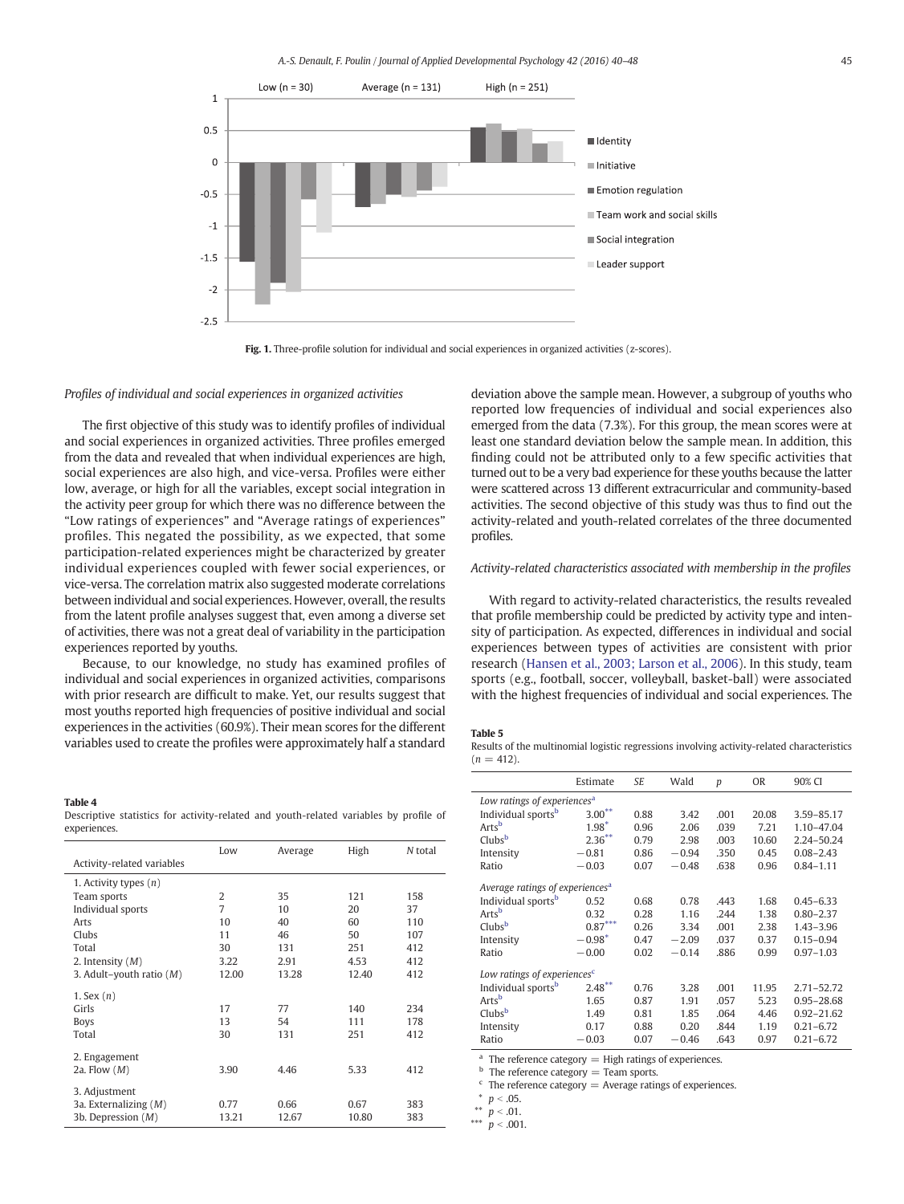Fig. 1. Three-profile solution for individual and social experiences in organized activities (z-scores).

*Profiles of individual and social experiences in organized activities*

The first objective of this study was to identify profiles of individual and social experiences in organized activities. Three profiles emerged from the data and revealed that when individual experiences are high, social experiences are also high, and vice-versa. Profiles were either low, average, or high for all the variables, except social integration in the activity peer group for which there was no difference between the "Low ratings of experiences" and "Average ratings of experiences" profiles. This negated the possibility, as we expected, that some participation-related experiences might be characterized by greater individual experiences coupled with fewer social experiences, or vice-versa. The correlation matrix also suggested moderate correlations between individual and social experiences. However, overall, the results from the latent profile analyses suggest that, even among a diverse set of activities, there was not a great deal of variability in the participation experiences reported by youths.

Because, to our knowledge, no study has examined profiles of individual and social experiences in organized activities, comparisons with prior research are difficult to make. Yet, our results suggest that most youths reported high frequencies of positive individual and social experiences in the activities (60.9%). Their mean scores for the different variables used to create the profiles were approximately half a standard deviation above the sample mean. However, a subgroup of youths who reported low frequencies of individual and social experiences also emerged from the data (7.3%). For this group, the mean scores were at least one standard deviation below the sample mean. In addition, this finding could not be attributed only to a few specific activities that turned out to be a very bad experience for these youths because the latter were scattered across 13 different extracurricular and community-based activities. The second objective of this study was thus to find out the activity-related and youth-related correlates of the three documented profiles.

*Activity-related characteristics associated with membership in the profiles*

With regard to activity-related characteristics, the results revealed that profile membership could be predicted by activity type and intensity of participation. As expected, differences in individual and social experiences between types of activities are consistent with prior research (Hansen et al., 2003; Larson et al., 2006). In this study, team sports (e.g., football, soccer, volleyball, basket-ball) were associated with the highest frequencies of individual and social experiences. The

**Table 4**
Descriptive statistics for activity-related and youth-related variables by profile of experiences.

| Activity-related variables | Low | Average | High | N total |
|---|---|---|---|---|
| 1. Activity types (*n*) | | | | |
| Team sports | 2 | 35 | 121 | 158 |
| Individual sports | 7 | 10 | 20 | 37 |
| Arts | 10 | 40 | 60 | 110 |
| Clubs | 11 | 46 | 50 | 107 |
| Total | 30 | 131 | 251 | 412 |
| 2. Intensity (*M*) | 3.22 | 2.91 | 4.53 | 412 |
| 3. Adult–youth ratio (*M*) | 12.00 | 13.28 | 12.40 | 412 |
| 1. Sex (*n*) | | | | |
| Girls | 17 | 77 | 140 | 234 |
| Boys | 13 | 54 | 111 | 178 |
| Total | 30 | 131 | 251 | 412 |
| 2. Engagement | | | | |
| 2a. Flow (*M*) | 3.90 | 4.46 | 5.33 | 412 |
| 3. Adjustment | | | | |
| 3a. Externalizing (*M*) | 0.77 | 0.66 | 0.67 | 383 |
| 3b. Depression (*M*) | 13.21 | 12.67 | 10.80 | 383 |

**Table 5**
Results of the multinomial logistic regressions involving activity-related characteristics ($n = 412$).

| | Estimate | SE | Wald | p | OR | 90% CI |
|---|---|---|---|---|---|---|
| *Low ratings of experiences*[a] | | | | | | |
| Individual sports[b] | 3.00** | 0.88 | 3.42 | .001 | 20.08 | 3.59–85.17 |
| Arts[b] | 1.98* | 0.96 | 2.06 | .039 | 7.21 | 1.10–47.04 |
| Clubs[b] | 2.36** | 0.79 | 2.98 | .003 | 10.60 | 2.24–50.24 |
| Intensity | −0.81 | 0.86 | −0.94 | .350 | 0.45 | 0.08–2.43 |
| Ratio | −0.03 | 0.07 | −0.48 | .638 | 0.96 | 0.84–1.11 |
| *Average ratings of experiences*[a] | | | | | | |
| Individual sports[b] | 0.52 | 0.68 | 0.78 | .443 | 1.68 | 0.45–6.33 |
| Arts[b] | 0.32 | 0.28 | 1.16 | .244 | 1.38 | 0.80–2.37 |
| Clubs[b] | 0.87*** | 0.26 | 3.34 | .001 | 2.38 | 1.43–3.96 |
| Intensity | −0.98* | 0.47 | −2.09 | .037 | 0.37 | 0.15–0.94 |
| Ratio | −0.00 | 0.02 | −0.14 | .886 | 0.99 | 0.97–1.03 |
| *Low ratings of experiences*[c] | | | | | | |
| Individual sports[b] | 2.48** | 0.76 | 3.28 | .001 | 11.95 | 2.71–52.72 |
| Arts[b] | 1.65 | 0.87 | 1.91 | .057 | 5.23 | 0.95–28.68 |
| Clubs[b] | 1.49 | 0.81 | 1.85 | .064 | 4.46 | 0.92–21.62 |
| Intensity | 0.17 | 0.88 | 0.20 | .844 | 1.19 | 0.21–6.72 |
| Ratio | −0.03 | 0.07 | −0.46 | .643 | 0.97 | 0.21–6.72 |

[a] The reference category = High ratings of experiences.
[b] The reference category = Team sports.
[c] The reference category = Average ratings of experiences.
* $p < .05$.
** $p < .01$.
*** $p < .001$.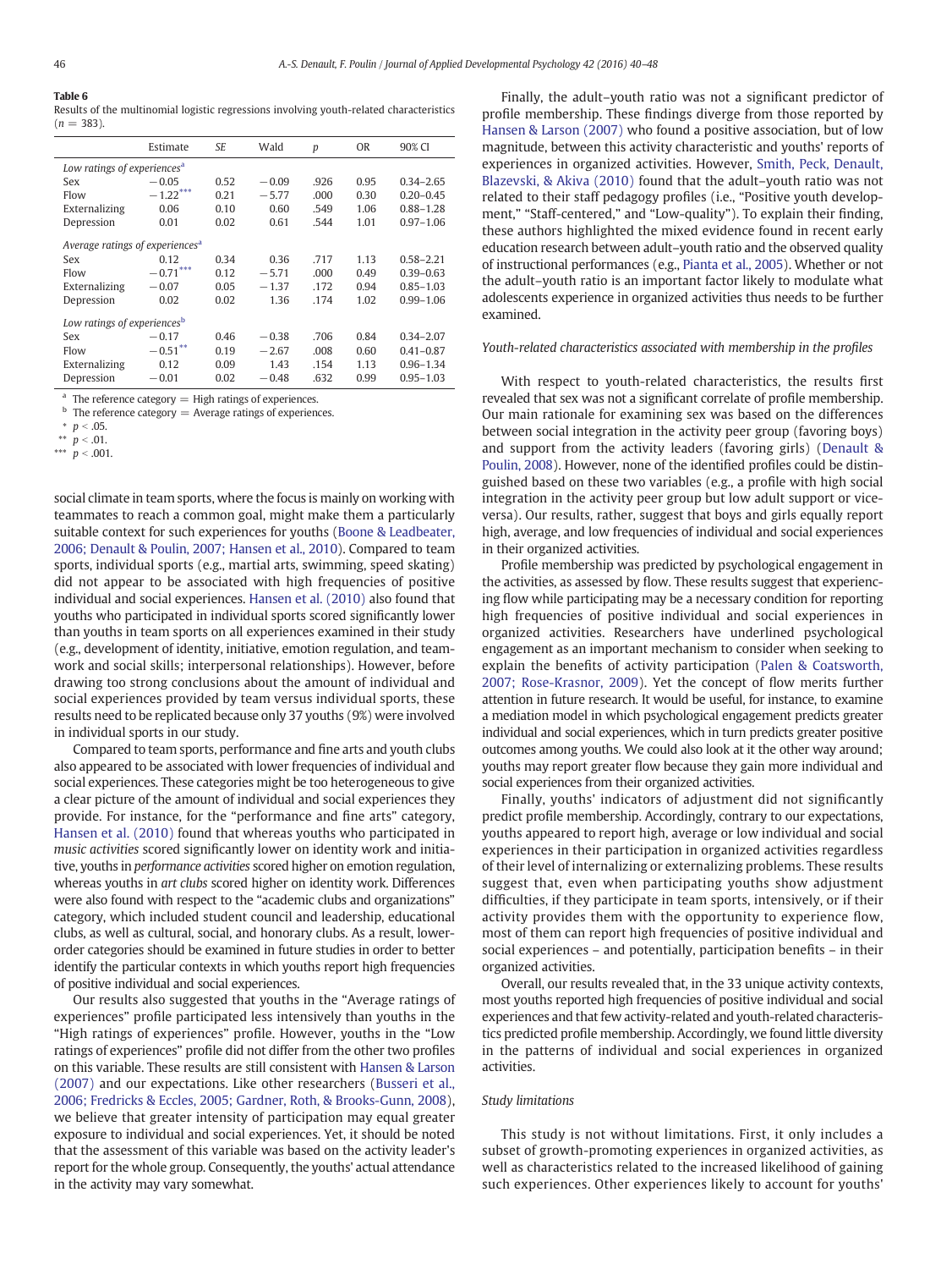**Table 6**
Results of the multinomial logistic regressions involving youth-related characteristics ($n$ = 383).

| | Estimate | SE | Wald | p | OR | 90% CI |
|---|---|---|---|---|---|---|
| *Low ratings of experiences*[a] | | | | | | |
| Sex | −0.05 | 0.52 | −0.09 | .926 | 0.95 | 0.34–2.65 |
| Flow | −1.22*** | 0.21 | −5.77 | .000 | 0.30 | 0.20–0.45 |
| Externalizing | 0.06 | 0.10 | 0.60 | .549 | 1.06 | 0.88–1.28 |
| Depression | 0.01 | 0.02 | 0.61 | .544 | 1.01 | 0.97–1.06 |
| *Average ratings of experiences*[a] | | | | | | |
| Sex | 0.12 | 0.34 | 0.36 | .717 | 1.13 | 0.58–2.21 |
| Flow | −0.71*** | 0.12 | −5.71 | .000 | 0.49 | 0.39–0.63 |
| Externalizing | −0.07 | 0.05 | −1.37 | .172 | 0.94 | 0.85–1.03 |
| Depression | 0.02 | 0.02 | 1.36 | .174 | 1.02 | 0.99–1.06 |
| *Low ratings of experiences*[b] | | | | | | |
| Sex | −0.17 | 0.46 | −0.38 | .706 | 0.84 | 0.34–2.07 |
| Flow | −0.51** | 0.19 | −2.67 | .008 | 0.60 | 0.41–0.87 |
| Externalizing | 0.12 | 0.09 | 1.43 | .154 | 1.13 | 0.96–1.34 |
| Depression | −0.01 | 0.02 | −0.48 | .632 | 0.99 | 0.95–1.03 |

[a] The reference category = High ratings of experiences.
[b] The reference category = Average ratings of experiences.
* $p < .05$.
** $p < .01$.
*** $p < .001$.

social climate in team sports, where the focus is mainly on working with teammates to reach a common goal, might make them a particularly suitable context for such experiences for youths (Boone & Leadbeater, 2006; Denault & Poulin, 2007; Hansen et al., 2010). Compared to team sports, individual sports (e.g., martial arts, swimming, speed skating) did not appear to be associated with high frequencies of positive individual and social experiences. Hansen et al. (2010) also found that youths who participated in individual sports scored significantly lower than youths in team sports on all experiences examined in their study (e.g., development of identity, initiative, emotion regulation, and teamwork and social skills; interpersonal relationships). However, before drawing too strong conclusions about the amount of individual and social experiences provided by team versus individual sports, these results need to be replicated because only 37 youths (9%) were involved in individual sports in our study.

Compared to team sports, performance and fine arts and youth clubs also appeared to be associated with lower frequencies of individual and social experiences. These categories might be too heterogeneous to give a clear picture of the amount of individual and social experiences they provide. For instance, for the "performance and fine arts" category, Hansen et al. (2010) found that whereas youths who participated in *music activities* scored significantly lower on identity work and initiative, youths in *performance activities* scored higher on emotion regulation, whereas youths in *art clubs* scored higher on identity work. Differences were also found with respect to the "academic clubs and organizations" category, which included student council and leadership, educational clubs, as well as cultural, social, and honorary clubs. As a result, lower-order categories should be examined in future studies in order to better identify the particular contexts in which youths report high frequencies of positive individual and social experiences.

Our results also suggested that youths in the "Average ratings of experiences" profile participated less intensively than youths in the "High ratings of experiences" profile. However, youths in the "Low ratings of experiences" profile did not differ from the other two profiles on this variable. These results are still consistent with Hansen & Larson (2007) and our expectations. Like other researchers (Busseri et al., 2006; Fredricks & Eccles, 2005; Gardner, Roth, & Brooks-Gunn, 2008), we believe that greater intensity of participation may equal greater exposure to individual and social experiences. Yet, it should be noted that the assessment of this variable was based on the activity leader's report for the whole group. Consequently, the youths' actual attendance in the activity may vary somewhat.

Finally, the adult–youth ratio was not a significant predictor of profile membership. These findings diverge from those reported by Hansen & Larson (2007) who found a positive association, but of low magnitude, between this activity characteristic and youths' reports of experiences in organized activities. However, Smith, Peck, Denault, Blazevski, & Akiva (2010) found that the adult–youth ratio was not related to their staff pedagogy profiles (i.e., "Positive youth development," "Staff-centered," and "Low-quality"). To explain their finding, these authors highlighted the mixed evidence found in recent early education research between adult–youth ratio and the observed quality of instructional performances (e.g., Pianta et al., 2005). Whether or not the adult–youth ratio is an important factor likely to modulate what adolescents experience in organized activities thus needs to be further examined.

### *Youth-related characteristics associated with membership in the profiles*

With respect to youth-related characteristics, the results first revealed that sex was not a significant correlate of profile membership. Our main rationale for examining sex was based on the differences between social integration in the activity peer group (favoring boys) and support from the activity leaders (favoring girls) (Denault & Poulin, 2008). However, none of the identified profiles could be distinguished based on these two variables (e.g., a profile with high social integration in the activity peer group but low adult support or vice-versa). Our results, rather, suggest that boys and girls equally report high, average, and low frequencies of individual and social experiences in their organized activities.

Profile membership was predicted by psychological engagement in the activities, as assessed by flow. These results suggest that experiencing flow while participating may be a necessary condition for reporting high frequencies of positive individual and social experiences in organized activities. Researchers have underlined psychological engagement as an important mechanism to consider when seeking to explain the benefits of activity participation (Palen & Coatsworth, 2007; Rose-Krasnor, 2009). Yet the concept of flow merits further attention in future research. It would be useful, for instance, to examine a mediation model in which psychological engagement predicts greater individual and social experiences, which in turn predicts greater positive outcomes among youths. We could also look at it the other way around; youths may report greater flow because they gain more individual and social experiences from their organized activities.

Finally, youths' indicators of adjustment did not significantly predict profile membership. Accordingly, contrary to our expectations, youths appeared to report high, average or low individual and social experiences in their participation in organized activities regardless of their level of internalizing or externalizing problems. These results suggest that, even when participating youths show adjustment difficulties, if they participate in team sports, intensively, or if their activity provides them with the opportunity to experience flow, most of them can report high frequencies of positive individual and social experiences – and potentially, participation benefits – in their organized activities.

Overall, our results revealed that, in the 33 unique activity contexts, most youths reported high frequencies of positive individual and social experiences and that few activity-related and youth-related characteristics predicted profile membership. Accordingly, we found little diversity in the patterns of individual and social experiences in organized activities.

### *Study limitations*

This study is not without limitations. First, it only includes a subset of growth-promoting experiences in organized activities, as well as characteristics related to the increased likelihood of gaining such experiences. Other experiences likely to account for youths'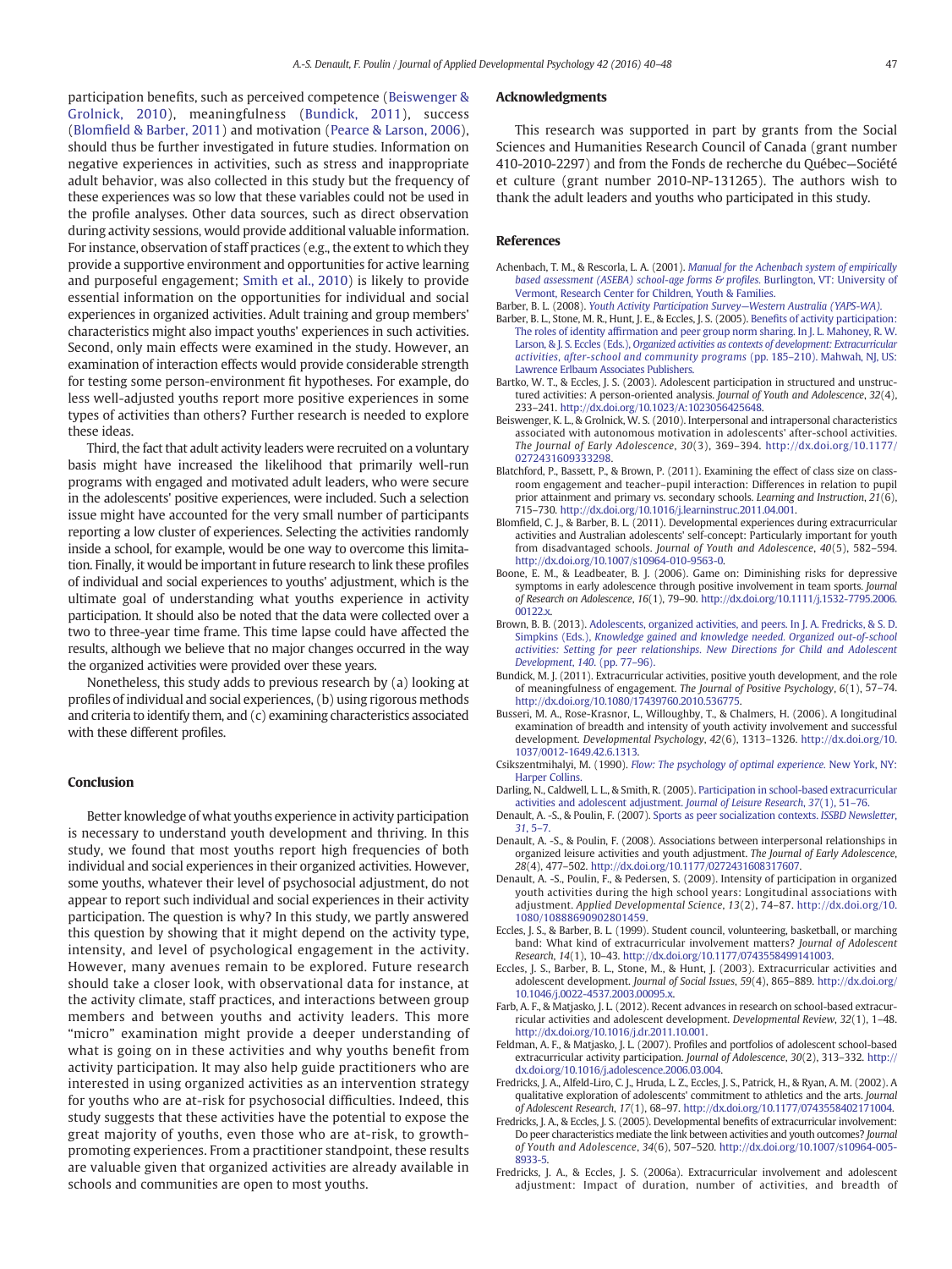participation benefits, such as perceived competence (Beiswenger & Grolnick, 2010), meaningfulness (Bundick, 2011), success (Blomfield & Barber, 2011) and motivation (Pearce & Larson, 2006), should thus be further investigated in future studies. Information on negative experiences in activities, such as stress and inappropriate adult behavior, was also collected in this study but the frequency of these experiences was so low that these variables could not be used in the profile analyses. Other data sources, such as direct observation during activity sessions, would provide additional valuable information. For instance, observation of staff practices (e.g., the extent to which they provide a supportive environment and opportunities for active learning and purposeful engagement; Smith et al., 2010) is likely to provide essential information on the opportunities for individual and social experiences in organized activities. Adult training and group members' characteristics might also impact youths' experiences in such activities. Second, only main effects were examined in the study. However, an examination of interaction effects would provide considerable strength for testing some person-environment fit hypotheses. For example, do less well-adjusted youths report more positive experiences in some types of activities than others? Further research is needed to explore these ideas.

Third, the fact that adult activity leaders were recruited on a voluntary basis might have increased the likelihood that primarily well-run programs with engaged and motivated adult leaders, who were secure in the adolescents' positive experiences, were included. Such a selection issue might have accounted for the very small number of participants reporting a low cluster of experiences. Selecting the activities randomly inside a school, for example, would be one way to overcome this limitation. Finally, it would be important in future research to link these profiles of individual and social experiences to youths' adjustment, which is the ultimate goal of understanding what youths experience in activity participation. It should also be noted that the data were collected over a two to three-year time frame. This time lapse could have affected the results, although we believe that no major changes occurred in the way the organized activities were provided over these years.

Nonetheless, this study adds to previous research by (a) looking at profiles of individual and social experiences, (b) using rigorous methods and criteria to identify them, and (c) examining characteristics associated with these different profiles.

## Conclusion

Better knowledge of what youths experience in activity participation is necessary to understand youth development and thriving. In this study, we found that most youths report high frequencies of both individual and social experiences in their organized activities. However, some youths, whatever their level of psychosocial adjustment, do not appear to report such individual and social experiences in their activity participation. The question is why? In this study, we partly answered this question by showing that it might depend on the activity type, intensity, and level of psychological engagement in the activity. However, many avenues remain to be explored. Future research should take a closer look, with observational data for instance, at the activity climate, staff practices, and interactions between group members and between youths and activity leaders. This more "micro" examination might provide a deeper understanding of what is going on in these activities and why youths benefit from activity participation. It may also help guide practitioners who are interested in using organized activities as an intervention strategy for youths who are at-risk for psychosocial difficulties. Indeed, this study suggests that these activities have the potential to expose the great majority of youths, even those who are at-risk, to growth-promoting experiences. From a practitioner standpoint, these results are valuable given that organized activities are already available in schools and communities are open to most youths.

## Acknowledgments

This research was supported in part by grants from the Social Sciences and Humanities Research Council of Canada (grant number 410-2010-2297) and from the Fonds de recherche du Québec—Société et culture (grant number 2010-NP-131265). The authors wish to thank the adult leaders and youths who participated in this study.

## References

Achenbach, T. M., & Rescorla, L. A. (2001). *Manual for the Achenbach system of empirically based assessment (ASEBA) school-age forms & profiles.* Burlington, VT: University of Vermont, Research Center for Children, Youth & Families.

Barber, B. L. (2008). *Youth Activity Participation Survey—Western Australia (YAPS-WA).*

Barber, B. L., Stone, M. R., Hunt, J. E., & Eccles, J. S. (2005). Benefits of activity participation: The roles of identity affirmation and peer group norm sharing. In J. L. Mahoney, R. W. Larson, & J. S. Eccles (Eds.), *Organized activities as contexts of development: Extracurricular activities, after-school and community programs* (pp. 185–210). Mahwah, NJ, US: Lawrence Erlbaum Associates Publishers.

Bartko, W. T., & Eccles, J. S. (2003). Adolescent participation in structured and unstructured activities: A person-oriented analysis. *Journal of Youth and Adolescence*, *32*(4), 233–241. http://dx.doi.org/10.1023/A:1023056425648.

Beiswenger, K. L., & Grolnick, W. S. (2010). Interpersonal and intrapersonal characteristics associated with autonomous motivation in adolescents' after-school activities. *The Journal of Early Adolescence*, *30*(3), 369–394. http://dx.doi.org/10.1177/0272431609333298.

Blatchford, P., Bassett, P., & Brown, P. (2011). Examining the effect of class size on classroom engagement and teacher–pupil interaction: Differences in relation to pupil prior attainment and primary vs. secondary schools. *Learning and Instruction*, *21*(6), 715–730. http://dx.doi.org/10.1016/j.learninstruc.2011.04.001.

Blomfield, C. J., & Barber, B. L. (2011). Developmental experiences during extracurricular activities and Australian adolescents' self-concept: Particularly important for youth from disadvantaged schools. *Journal of Youth and Adolescence*, *40*(5), 582–594. http://dx.doi.org/10.1007/s10964-010-9563-0.

Boone, E. M., & Leadbeater, B. J. (2006). Game on: Diminishing risks for depressive symptoms in early adolescence through positive involvement in team sports. *Journal of Research on Adolescence*, *16*(1), 79–90. http://dx.doi.org/10.1111/j.1532-7795.2006.00122.x.

Brown, B. B. (2013). Adolescents, organized activities, and peers. In J. A. Fredricks, & S. D. Simpkins (Eds.), *Knowledge gained and knowledge needed. Organized out-of-school activities: Setting for peer relationships. New Directions for Child and Adolescent Development*, *140*. (pp. 77–96).

Bundick, M. J. (2011). Extracurricular activities, positive youth development, and the role of meaningfulness of engagement. *The Journal of Positive Psychology*, *6*(1), 57–74. http://dx.doi.org/10.1080/17439760.2010.536775.

Busseri, M. A., Rose-Krasnor, L., Willoughby, T., & Chalmers, H. (2006). A longitudinal examination of breadth and intensity of youth activity involvement and successful development. *Developmental Psychology*, *42*(6), 1313–1326. http://dx.doi.org/10.1037/0012-1649.42.6.1313.

Csikszentmihalyi, M. (1990). *Flow: The psychology of optimal experience.* New York, NY: Harper Collins.

Darling, N., Caldwell, L. L., & Smith, R. (2005). Participation in school-based extracurricular activities and adolescent adjustment. *Journal of Leisure Research*, *37*(1), 51–76.

Denault, A. -S., & Poulin, F. (2007). Sports as peer socialization contexts. *ISSBD Newsletter*, *31*, 5–7.

Denault, A. -S., & Poulin, F. (2008). Associations between interpersonal relationships in organized leisure activities and youth adjustment. *The Journal of Early Adolescence*, *28*(4), 477–502. http://dx.doi.org/10.1177/0272431608317607.

Denault, A. -S., Poulin, F., & Pedersen, S. (2009). Intensity of participation in organized youth activities during the high school years: Longitudinal associations with adjustment. *Applied Developmental Science*, *13*(2), 74–87. http://dx.doi.org/10.1080/10888690902801459.

Eccles, J. S., & Barber, B. L. (1999). Student council, volunteering, basketball, or marching band: What kind of extracurricular involvement matters? *Journal of Adolescent Research*, *14*(1), 10–43. http://dx.doi.org/10.1177/0743558499141003.

Eccles, J. S., Barber, B. L., Stone, M., & Hunt, J. (2003). Extracurricular activities and adolescent development. *Journal of Social Issues*, *59*(4), 865–889. http://dx.doi.org/10.1046/j.0022-4537.2003.00095.x.

Farb, A. F., & Matjasko, J. L. (2012). Recent advances in research on school-based extracurricular activities and adolescent development. *Developmental Review*, *32*(1), 1–48. http://dx.doi.org/10.1016/j.dr.2011.10.001.

Feldman, A. F., & Matjasko, J. L. (2007). Profiles and portfolios of adolescent school-based extracurricular activity participation. *Journal of Adolescence*, *30*(2), 313–332. http://dx.doi.org/10.1016/j.adolescence.2006.03.004.

Fredricks, J. A., Alfeld-Liro, C. J., Hruda, L. Z., Eccles, J. S., Patrick, H., & Ryan, A. M. (2002). A qualitative exploration of adolescents' commitment to athletics and the arts. *Journal of Adolescent Research*, *17*(1), 68–97. http://dx.doi.org/10.1177/0743558402171004.

Fredricks, J. A., & Eccles, J. S. (2005). Developmental benefits of extracurricular involvement: Do peer characteristics mediate the link between activities and youth outcomes? *Journal of Youth and Adolescence*, *34*(6), 507–520. http://dx.doi.org/10.1007/s10964-005-8933-5.

Fredricks, J. A., & Eccles, J. S. (2006a). Extracurricular involvement and adolescent adjustment: Impact of duration, number of activities, and breadth of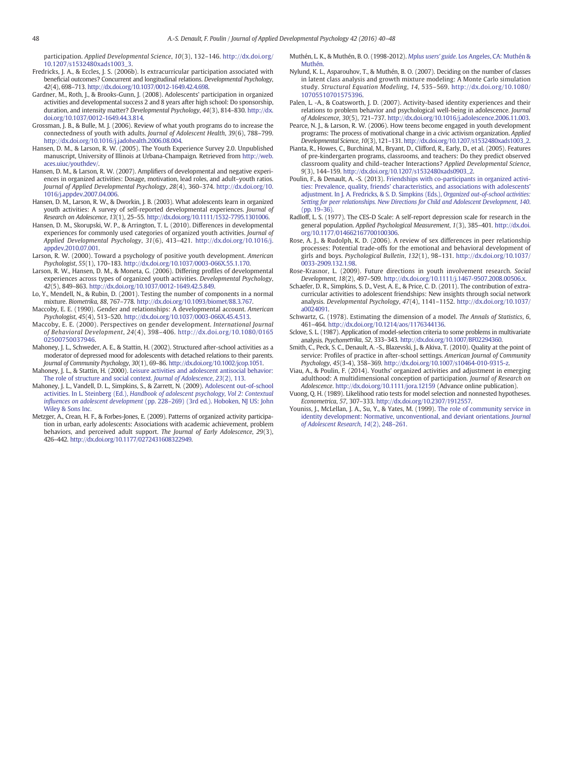participation. *Applied Developmental Science*, *10*(3), 132–146. http://dx.doi.org/10.1207/s1532480xads1003_3.

Fredricks, J. A., & Eccles, J. S. (2006b). Is extracurricular participation associated with beneficial outcomes? Concurrent and longitudinal relations. *Developmental Psychology*, *42*(4), 698–713. http://dx.doi.org/10.1037/0012-1649.42.4.698.

Gardner, M., Roth, J., & Brooks-Gunn, J. (2008). Adolescents' participation in organized activities and developmental success 2 and 8 years after high school: Do sponsorship, duration, and intensity matter? *Developmental Psychology*, *44*(3), 814–830. http://dx.doi.org/10.1037/0012-1649.44.3.814.

Grossman, J. B., & Bulle, M. J. (2006). Review of what youth programs do to increase the connectedness of youth with adults. *Journal of Adolescent Health*, *39*(6), 788–799. http://dx.doi.org/10.1016/j.jadohealth.2006.08.004.

Hansen, D. M., & Larson, R. W. (2005). The Youth Experience Survey 2.0. Unpublished manuscript, University of Illinois at Urbana-Champaign. Retrieved from http://web.aces.uiuc/youthdev/.

Hansen, D. M., & Larson, R. W. (2007). Amplifiers of developmental and negative experiences in organized activities: Dosage, motivation, lead roles, and adult–youth ratios. *Journal of Applied Developmental Psychology*, *28*(4), 360–374. http://dx.doi.org/10.1016/j.appdev.2007.04.006.

Hansen, D. M., Larson, R. W., & Dworkin, J. B. (2003). What adolescents learn in organized youth activities: A survey of self-reported developmental experiences. *Journal of Research on Adolescence*, *13*(1), 25–55. http://dx.doi.org/10.1111/1532-7795.1301006.

Hansen, D. M., Skorupski, W. P., & Arrington, T. L. (2010). Differences in developmental experiences for commonly used categories of organized youth activities. *Journal of Applied Developmental Psychology*, *31*(6), 413–421. http://dx.doi.org/10.1016/j.appdev.2010.07.001.

Larson, R. W. (2000). Toward a psychology of positive youth development. *American Psychologist*, *55*(1), 170–183. http://dx.doi.org/10.1037/0003-066X.55.1.170.

Larson, R. W., Hansen, D. M., & Moneta, G. (2006). Differing profiles of developmental experiences across types of organized youth activities. *Developmental Psychology*, *42*(5), 849–863. http://dx.doi.org/10.1037/0012-1649.42.5.849.

Lo, Y., Mendell, N., & Rubin, D. (2001). Testing the number of components in a normal mixture. *Biometrika*, *88*, 767–778. http://dx.doi.org/10.1093/biomet/88.3.767.

Maccoby, E. E. (1990). Gender and relationships: A developmental account. *American Psychologist*, *45*(4), 513–520. http://dx.doi.org/10.1037/0003-066X.45.4.513.

Maccoby, E. E. (2000). Perspectives on gender development. *International Journal of Behavioral Development*, *24*(4), 398–406. http://dx.doi.org/10.1080/01650250050037946.

Mahoney, J. L., Schweder, A. E., & Stattin, H. (2002). Structured after-school activities as a moderator of depressed mood for adolescents with detached relations to their parents. *Journal of Community Psychology*, *30*(1), 69–86. http://dx.doi.org/10.1002/jcop.1051.

Mahoney, J. L., & Stattin, H. (2000). Leisure activities and adolescent antisocial behavior: The role of structure and social context. *Journal of Adolescence*, *23*(2), 113.

Mahoney, J. L., Vandell, D. L., Simpkins, S., & Zarrett, N. (2009). Adolescent out-of-school activities. In L. Steinberg (Ed.), *Handbook of adolescent psychology, Vol 2: Contextual influences on adolescent development* (pp. 228–269) (3rd ed.). Hoboken, NJ US: John Wiley & Sons Inc.

Metzger, A., Crean, H. F., & Forbes-Jones, E. (2009). Patterns of organized activity participation in urban, early adolescents: Associations with academic achievement, problem behaviors, and perceived adult support. *The Journal of Early Adolescence*, *29*(3), 426–442. http://dx.doi.org/10.1177/0272431608322949.

Muthén, L. K., & Muthén, B. O. (1998-2012). *Mplus users' guide*. Los Angeles, CA: Muthén & Muthén.

Nylund, K. L., Asparouhov, T., & Muthén, B. O. (2007). Deciding on the number of classes in latent class analysis and growth mixture modeling: A Monte Carlo simulation study. *Structural Equation Modeling*, *14*, 535–569. http://dx.doi.org/10.1080/10705510701575396.

Palen, L. -A., & Coatsworth, J. D. (2007). Activity-based identity experiences and their relations to problem behavior and psychological well-being in adolescence. *Journal of Adolescence*, *30*(5), 721–737. http://dx.doi.org/10.1016/j.adolescence.2006.11.003.

Pearce, N. J., & Larson, R. W. (2006). How teens become engaged in youth development programs: The process of motivational change in a civic activism organization. *Applied Developmental Science*, *10*(3), 121–131. http://dx.doi.org/10.1207/s1532480xads1003_2.

Pianta, R., Howes, C., Burchinal, M., Bryant, D., Clifford, R., Early, D., et al. (2005). Features of pre-kindergarten programs, classrooms, and teachers: Do they predict observed classroom quality and child–teacher Interactions? *Applied Developmental Science*, *9*(3), 144–159. http://dx.doi.org/10.1207/s1532480xads0903_2.

Poulin, F., & Denault, A. -S. (2013). Friendships with co-participants in organized activities: Prevalence, quality, friends' characteristics, and associations with adolescents' adjustment. In J. A. Fredricks, & S. D. Simpkins (Eds.), *Organized out-of-school activities: Setting for peer relationships. New Directions for Child and Adolescent Development*, *140*. (pp. 19–36).

Radloff, L. S. (1977). The CES-D Scale: A self-report depression scale for research in the general population. *Applied Psychological Measurement*, *1*(3), 385–401. http://dx.doi.org/10.1177/014662167700100306.

Rose, A. J., & Rudolph, K. D. (2006). A review of sex differences in peer relationship processes: Potential trade-offs for the emotional and behavioral development of girls and boys. *Psychological Bulletin*, *132*(1), 98–131. http://dx.doi.org/10.1037/0033-2909.132.1.98.

Rose-Krasnor, L. (2009). Future directions in youth involvement research. *Social Development*, *18*(2), 497–509. http://dx.doi.org/10.1111/j.1467-9507.2008.00506.x.

Schaefer, D. R., Simpkins, S. D., Vest, A. E., & Price, C. D. (2011). The contribution of extracurricular activities to adolescent friendships: New insights through social network analysis. *Developmental Psychology*, *47*(4), 1141–1152. http://dx.doi.org/10.1037/a0024091.

Schwartz, G. (1978). Estimating the dimension of a model. *The Annals of Statistics*, *6*, 461–464. http://dx.doi.org/10.1214/aos/1176344136.

Sclove, S. L. (1987). Application of model-selection criteria to some problems in multivariate analysis. *Psychometrika*, *52*, 333–343. http://dx.doi.org/10.1007/BF02294360.

Smith, C., Peck, S. C., Denault, A. -S., Blazevski, J., & Akiva, T. (2010). Quality at the point of service: Profiles of practice in after-school settings. *American Journal of Community Psychology*, *45*(3-4), 358–369. http://dx.doi.org/10.1007/s10464-010-9315-z.

Viau, A., & Poulin, F. (2014). Youths' organized activities and adjustment in emerging adulthood: A multidimensional conception of participation. *Journal of Research on Adolescence*. http://dx.doi.org/10.1111/jora.12159 (Advance online publication).

Vuong, Q. H. (1989). Likelihood ratio tests for model selection and nonnested hypotheses. *Econometrica*, *57*, 307–333. http://dx.doi.org/10.2307/1912557.

Youniss, J., McLellan, J. A., Su, Y., & Yates, M. (1999). The role of community service in identity development: Normative, unconventional, and deviant orientations. *Journal of Adolescent Research*, *14*(2), 248–261.